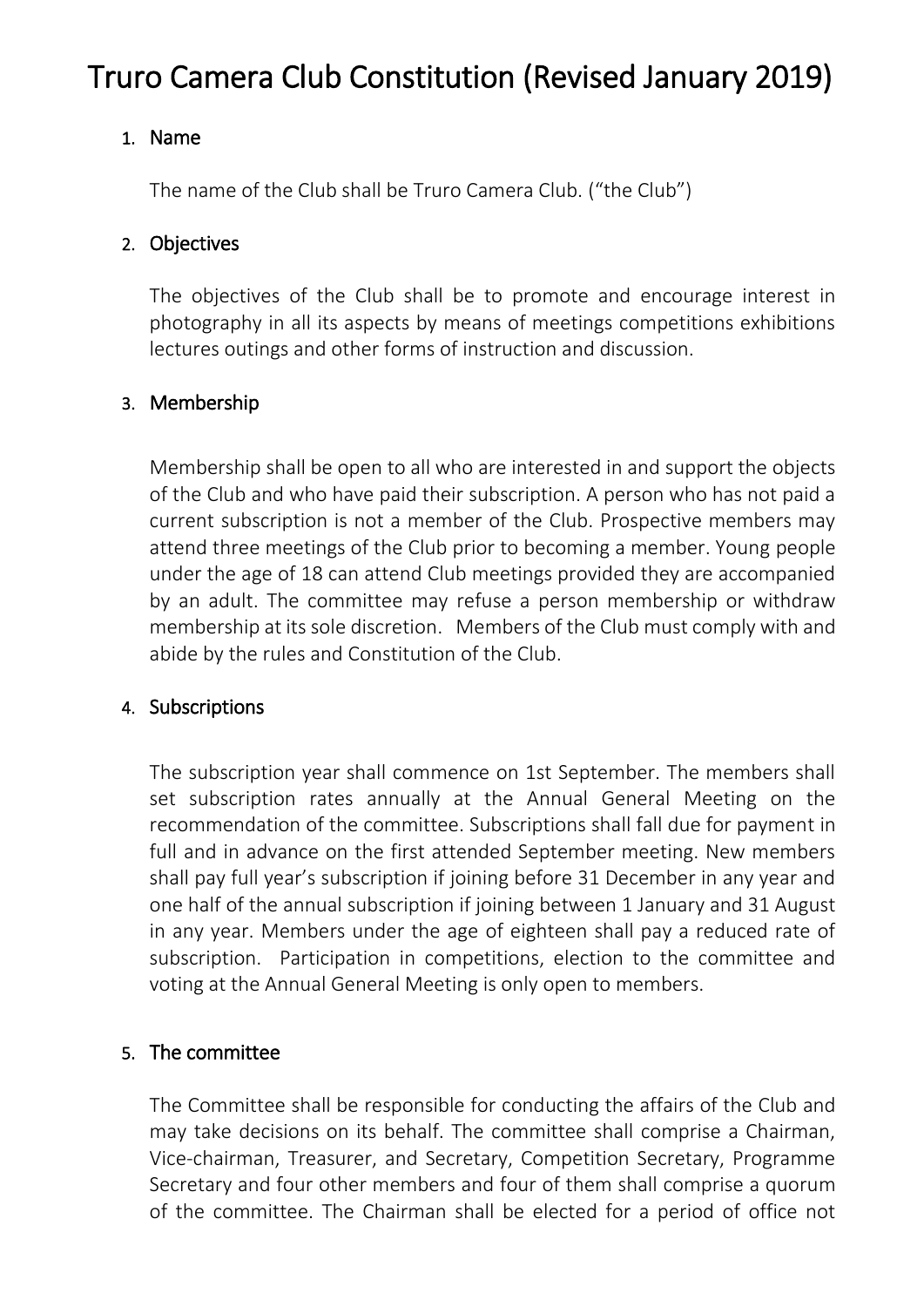# Truro Camera Club Constitution (Revised January 2019)

## 1. Name

The name of the Club shall be Truro Camera Club. ("the Club")

## 2. Objectives

The objectives of the Club shall be to promote and encourage interest in photography in all its aspects by means of meetings competitions exhibitions lectures outings and other forms of instruction and discussion.

## 3. Membership

Membership shall be open to all who are interested in and support the objects of the Club and who have paid their subscription. A person who has not paid a current subscription is not a member of the Club. Prospective members may attend three meetings of the Club prior to becoming a member. Young people under the age of 18 can attend Club meetings provided they are accompanied by an adult. The committee may refuse a person membership or withdraw membership at its sole discretion. Members of the Club must comply with and abide by the rules and Constitution of the Club.

## 4. Subscriptions

The subscription year shall commence on 1st September. The members shall set subscription rates annually at the Annual General Meeting on the recommendation of the committee. Subscriptions shall fall due for payment in full and in advance on the first attended September meeting. New members shall pay full year's subscription if joining before 31 December in any year and one half of the annual subscription if joining between 1 January and 31 August in any year. Members under the age of eighteen shall pay a reduced rate of subscription. Participation in competitions, election to the committee and voting at the Annual General Meeting is only open to members.

## 5. The committee

The Committee shall be responsible for conducting the affairs of the Club and may take decisions on its behalf. The committee shall comprise a Chairman, Vice-chairman, Treasurer, and Secretary, Competition Secretary, Programme Secretary and four other members and four of them shall comprise a quorum of the committee. The Chairman shall be elected for a period of office not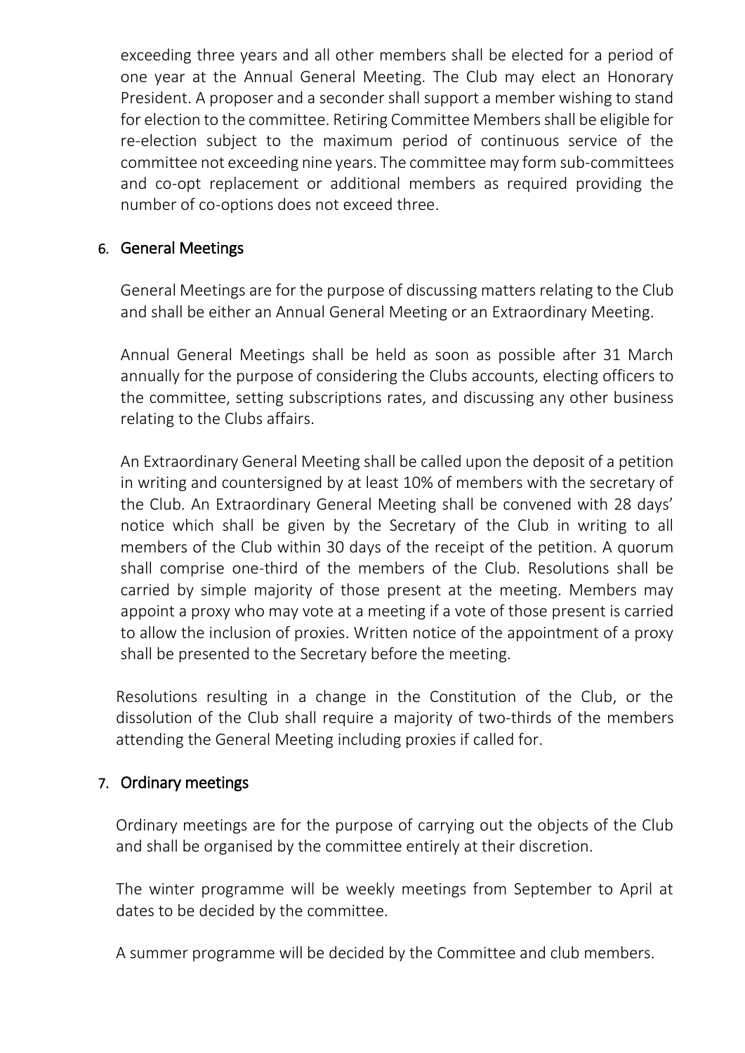exceeding three years and all other members shall be elected for a period of one year at the Annual General Meeting. The Club may elect an Honorary President. A proposer and a seconder shall support a member wishing to stand for election to the committee. Retiring Committee Members shall be eligible for re-election subject to the maximum period of continuous service of the committee not exceeding nine years. The committee may form sub-committees and co-opt replacement or additional members as required providing the number of co-options does not exceed three.

## 6. General Meetings

General Meetings are for the purpose of discussing matters relating to the Club and shall be either an Annual General Meeting or an Extraordinary Meeting.

Annual General Meetings shall be held as soon as possible after 31 March annually for the purpose of considering the Clubs accounts, electing officers to the committee, setting subscriptions rates, and discussing any other business relating to the Clubs affairs.

An Extraordinary General Meeting shall be called upon the deposit of a petition in writing and countersigned by at least 10% of members with the secretary of the Club. An Extraordinary General Meeting shall be convened with 28 days' notice which shall be given by the Secretary of the Club in writing to all members of the Club within 30 days of the receipt of the petition. A quorum shall comprise one-third of the members of the Club. Resolutions shall be carried by simple majority of those present at the meeting. Members may appoint a proxy who may vote at a meeting if a vote of those present is carried to allow the inclusion of proxies. Written notice of the appointment of a proxy shall be presented to the Secretary before the meeting.

Resolutions resulting in a change in the Constitution of the Club, or the dissolution of the Club shall require a majority of two-thirds of the members attending the General Meeting including proxies if called for.

## 7. Ordinary meetings

Ordinary meetings are for the purpose of carrying out the objects of the Club and shall be organised by the committee entirely at their discretion.

The winter programme will be weekly meetings from September to April at dates to be decided by the committee.

A summer programme will be decided by the Committee and club members.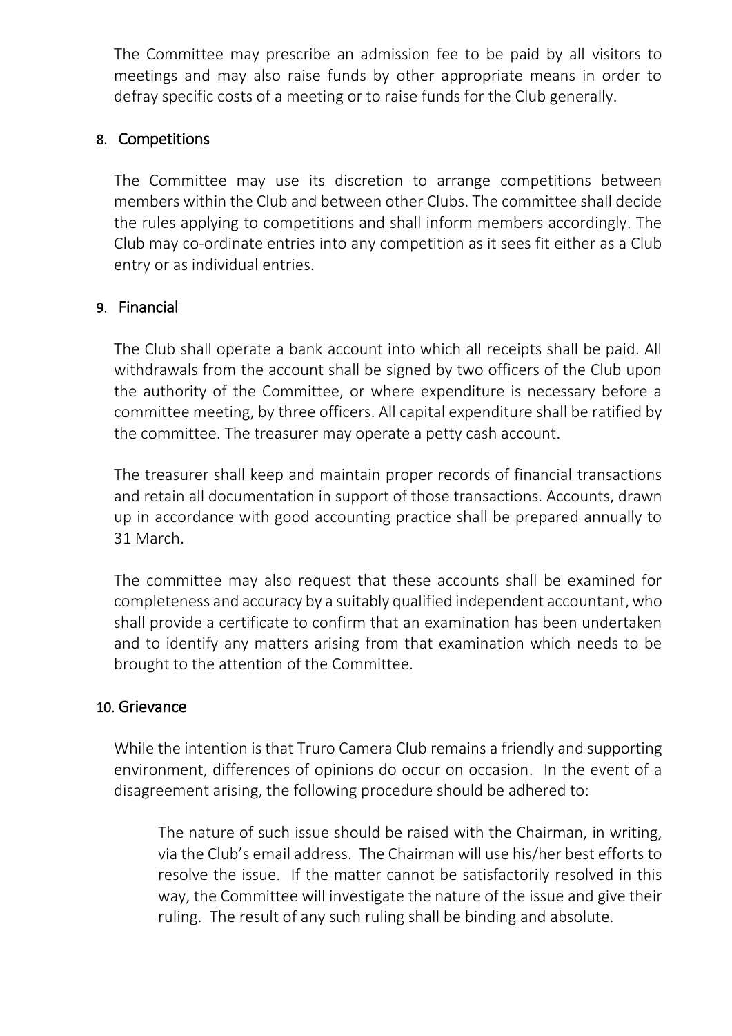The Committee may prescribe an admission fee to be paid by all visitors to meetings and may also raise funds by other appropriate means in order to defray specific costs of a meeting or to raise funds for the Club generally.

## 8. Competitions

The Committee may use its discretion to arrange competitions between members within the Club and between other Clubs. The committee shall decide the rules applying to competitions and shall inform members accordingly. The Club may co-ordinate entries into any competition as it sees fit either as a Club entry or as individual entries.

## 9. Financial

The Club shall operate a bank account into which all receipts shall be paid. All withdrawals from the account shall be signed by two officers of the Club upon the authority of the Committee, or where expenditure is necessary before a committee meeting, by three officers. All capital expenditure shall be ratified by the committee. The treasurer may operate a petty cash account.

The treasurer shall keep and maintain proper records of financial transactions and retain all documentation in support of those transactions. Accounts, drawn up in accordance with good accounting practice shall be prepared annually to 31 March.

The committee may also request that these accounts shall be examined for completeness and accuracy by a suitably qualified independent accountant, who shall provide a certificate to confirm that an examination has been undertaken and to identify any matters arising from that examination which needs to be brought to the attention of the Committee.

## 10. Grievance

While the intention is that Truro Camera Club remains a friendly and supporting environment, differences of opinions do occur on occasion. In the event of a disagreement arising, the following procedure should be adhered to:

> The nature of such issue should be raised with the Chairman, in writing, via the Club's email address. The Chairman will use his/her best efforts to resolve the issue. If the matter cannot be satisfactorily resolved in this way, the Committee will investigate the nature of the issue and give their ruling. The result of any such ruling shall be binding and absolute.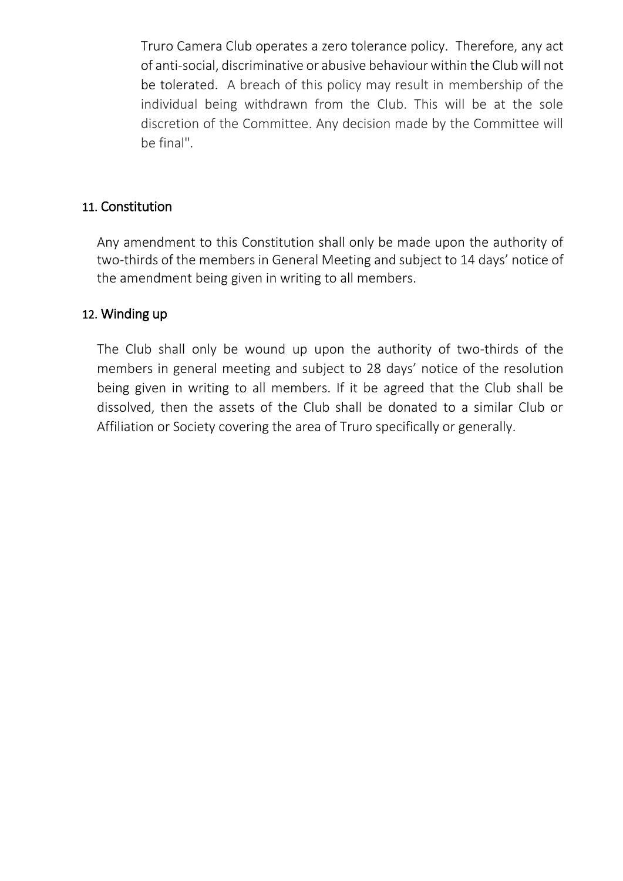Truro Camera Club operates a zero tolerance policy. Therefore, any act of anti-social, discriminative or abusive behaviour within the Club will not be tolerated. A breach of this policy may result in membership of the individual being withdrawn from the Club. This will be at the sole discretion of the Committee. Any decision made by the Committee will be final".

## 11. Constitution

Any amendment to this Constitution shall only be made upon the authority of two-thirds of the members in General Meeting and subject to 14 days' notice of the amendment being given in writing to all members.

## 12. Winding up

The Club shall only be wound up upon the authority of two-thirds of the members in general meeting and subject to 28 days' notice of the resolution being given in writing to all members. If it be agreed that the Club shall be dissolved, then the assets of the Club shall be donated to a similar Club or Affiliation or Society covering the area of Truro specifically or generally.